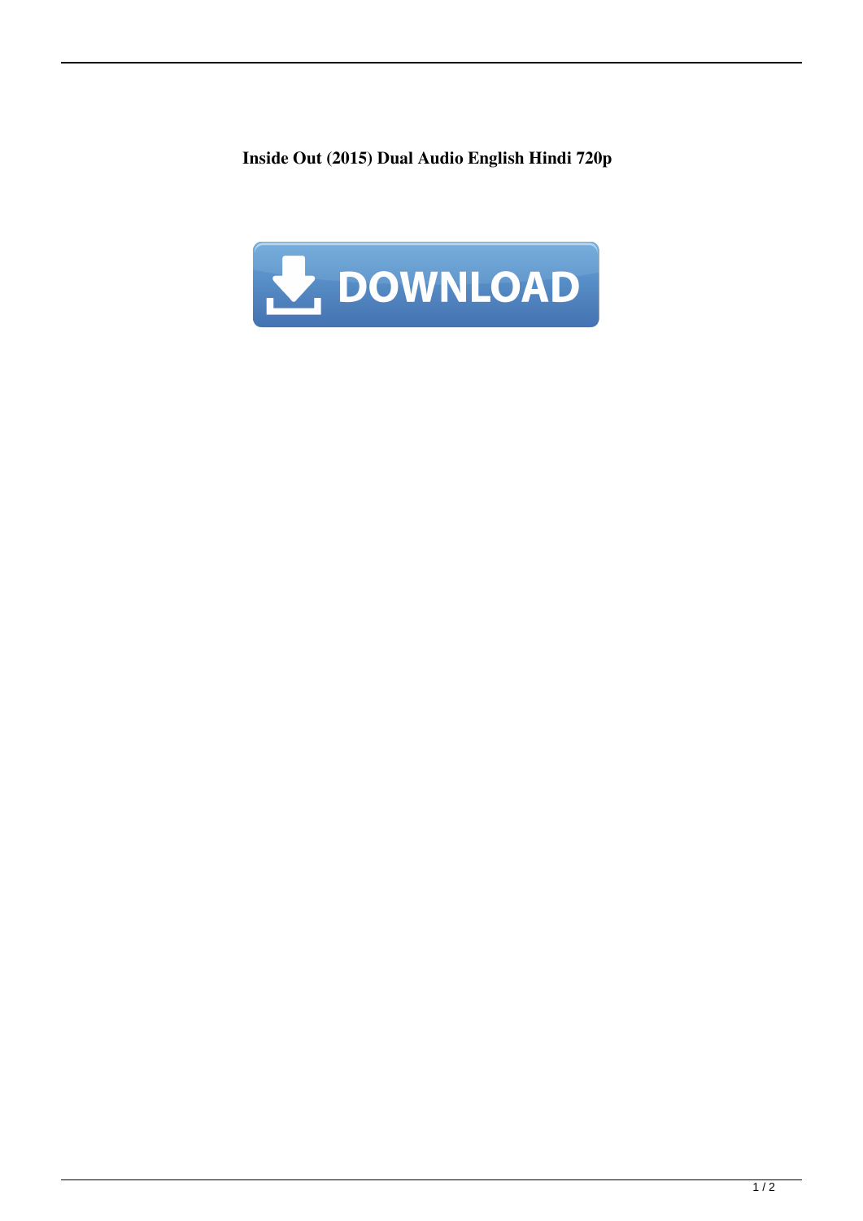**Inside Out (2015) Dual Audio English Hindi 720p**

DOWNLOAD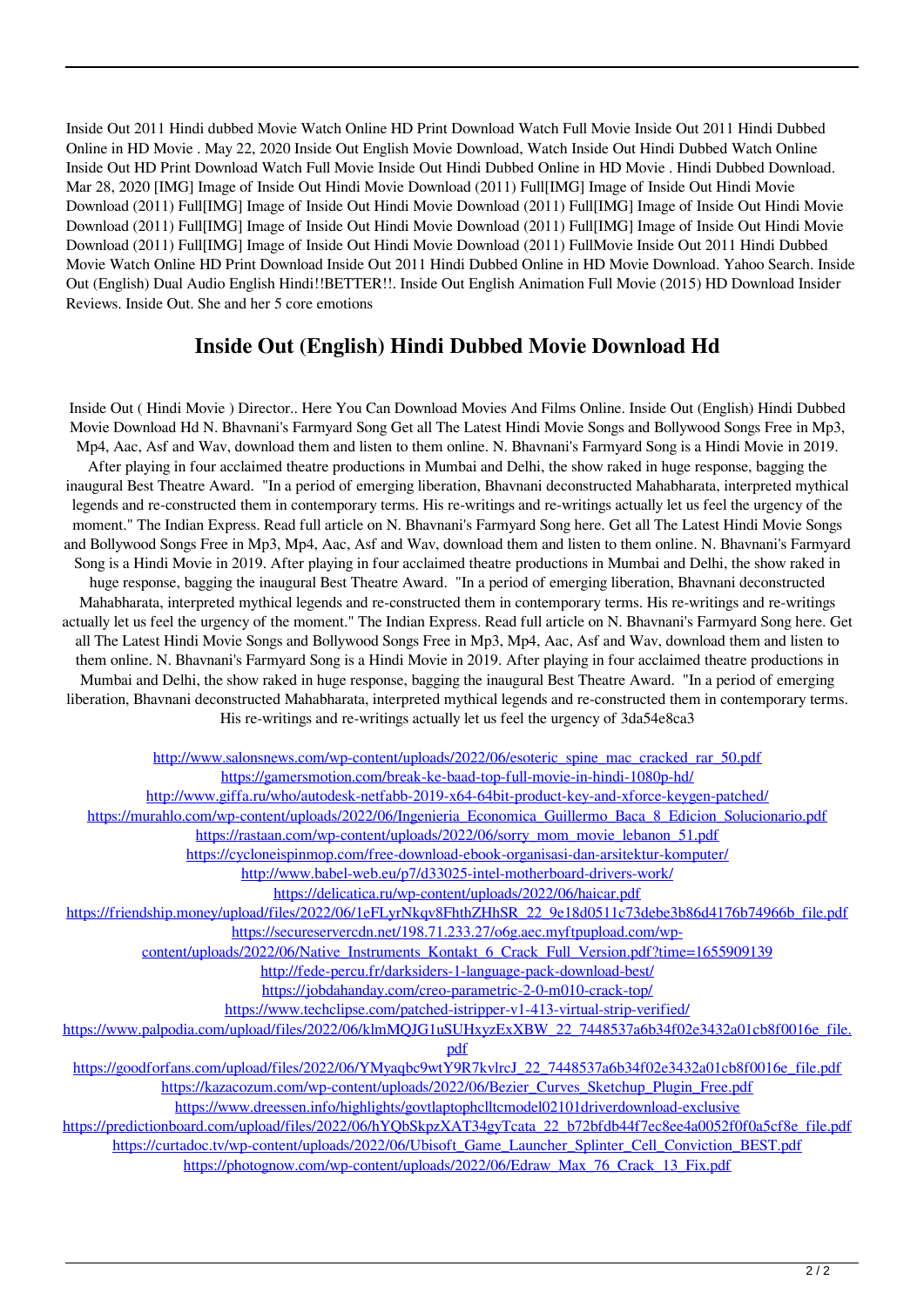Inside Out 2011 Hindi dubbed Movie Watch Online HD Print Download Watch Full Movie Inside Out 2011 Hindi Dubbed Online in HD Movie . May 22, 2020 Inside Out English Movie Download, Watch Inside Out Hindi Dubbed Watch Online Inside Out HD Print Download Watch Full Movie Inside Out Hindi Dubbed Online in HD Movie . Hindi Dubbed Download. Mar 28, 2020 [IMG] Image of Inside Out Hindi Movie Download (2011) Full[IMG] Image of Inside Out Hindi Movie Download (2011) Full[IMG] Image of Inside Out Hindi Movie Download (2011) Full[IMG] Image of Inside Out Hindi Movie Download (2011) Full[IMG] Image of Inside Out Hindi Movie Download (2011) Full[IMG] Image of Inside Out Hindi Movie Download (2011) Full[IMG] Image of Inside Out Hindi Movie Download (2011) FullMovie Inside Out 2011 Hindi Dubbed Movie Watch Online HD Print Download Inside Out 2011 Hindi Dubbed Online in HD Movie Download. Yahoo Search. Inside Out (English) Dual Audio English Hindi!!BETTER!!. Inside Out English Animation Full Movie (2015) HD Download Insider Reviews. Inside Out. She and her 5 core emotions

## Inside Out (English) Hindi Dubbed Movie Download Hd

Inside Out ( Hindi Movie ) Director.. Here You Can Download Movies And Films Online. Inside Out (English) Hindi Dubbed Movie Download Hd N. Bhavnani's Farmyard Song Get all The Latest Hindi Movie Songs and Bollywood Songs Free in Mp3, Mp4, Aac, Asf and Wav, download them and listen to them online. N. Bhavnani's Farmyard Song is a Hindi Movie in 2019. After playing in four acclaimed theatre productions in Mumbai and Delhi, the show raked in huge response, bagging the inaugural Best Theatre Award. "In a period of emerging liberation, Bhavnani deconstructed Mahabharata, interpreted mythical legends and re-constructed them in contemporary terms. His re-writings and re-writings actually let us feel the urgency of the moment." The Indian Express. Read full article on N. Bhavnani's Farmyard Song here. Get all The Latest Hindi Movie Songs and Bollywood Songs Free in Mp3, Mp4, Aac, Asf and Wav, download them and listen to them online. N. Bhavnani's Farmyard Song is a Hindi Movie in 2019. After playing in four acclaimed theatre productions in Mumbai and Delhi, the show raked in huge response, bagging the inaugural Best Theatre Award. "In a period of emerging liberation, Bhavnani deconstructed Mahabharata, interpreted mythical legends and re-constructed them in contemporary terms. His re-writings and re-writings actually let us feel the urgency of the moment." The Indian Express. Read full article on N. Bhavnani's Farmyard Song here. Get all The Latest Hindi Movie Songs and Bollywood Songs Free in Mp3, Mp4, Aac, Asf and Wav, download them and listen to them online. N. Bhavnani's Farmyard Song is a Hindi Movie in 2019. After playing in four acclaimed theatre productions in Mumbai and Delhi, the show raked in huge response, bagging the inaugural Best Theatre Award. "In a period of emerging liberation, Bhavnani deconstructed Mahabharata, interpreted mythical legends and re-constructed them in contemporary terms. His re-writings and re-writings actually let us feel the urgency of 3da54e8ca3

http://www.salonsnews.com/wp-content/uploads/2022/06/esoteric_spine_mac_cracked_rar_50.pdf
https://gamersmotion.com/break-ke-baad-top-full-movie-in-hindi-1080p-hd/
http://www.giffa.ru/who/autodesk-netfabb-2019-x64-64bit-product-key-and-xforce-keygen-patched/
https://murahlo.com/wp-content/uploads/2022/06/Ingenieria_Economica_Guillermo_Baca_8_Edicion_Solucionario.pdf
https://rastaan.com/wp-content/uploads/2022/06/sorry_mom_movie_lebanon_51.pdf
https://cycloneispinmop.com/free-download-ebook-organisasi-dan-arsitektur-komputer/
http://www.babel-web.eu/p7/d33025-intel-motherboard-drivers-work/
https://delicatica.ru/wp-content/uploads/2022/06/haicar.pdf
https://friendship.money/upload/files/2022/06/1eFLyrNkqv8FhthZHhSR_22_9e18d0511c73debe3b86d4176b74966b_file.pdf
https://secureservercdn.net/198.71.233.27/o6g.aec.myftpupload.com/wp-content/uploads/2022/06/Native_Instruments_Kontakt_6_Crack_Full_Version.pdf?time=1655909139
http://fede-percu.fr/darksiders-1-language-pack-download-best/
https://jobdahanday.com/creo-parametric-2-0-m010-crack-top/
https://www.techclipse.com/patched-istripper-v1-413-virtual-strip-verified/
https://www.palpodia.com/upload/files/2022/06/klmMQJG1uSUHxyzExXBW_22_7448537a6b34f02e3432a01cb8f0016e_file.pdf
https://goodforfans.com/upload/files/2022/06/YMyaqbc9wtY9R7kvlrcJ_22_7448537a6b34f02e3432a01cb8f0016e_file.pdf
https://kazacozum.com/wp-content/uploads/2022/06/Bezier_Curves_Sketchup_Plugin_Free.pdf
https://www.dreessen.info/highlights/govtlaptophclltcmodel02101driverdownload-exclusive
https://predictionboard.com/upload/files/2022/06/hYQbSkpzXAT34gyTcata_22_b72bfdb44f7ec8ee4a0052f0f0a5cf8e_file.pdf
https://curtadoc.tv/wp-content/uploads/2022/06/Ubisoft_Game_Launcher_Splinter_Cell_Conviction_BEST.pdf
https://photognow.com/wp-content/uploads/2022/06/Edraw_Max_76_Crack_13_Fix.pdf